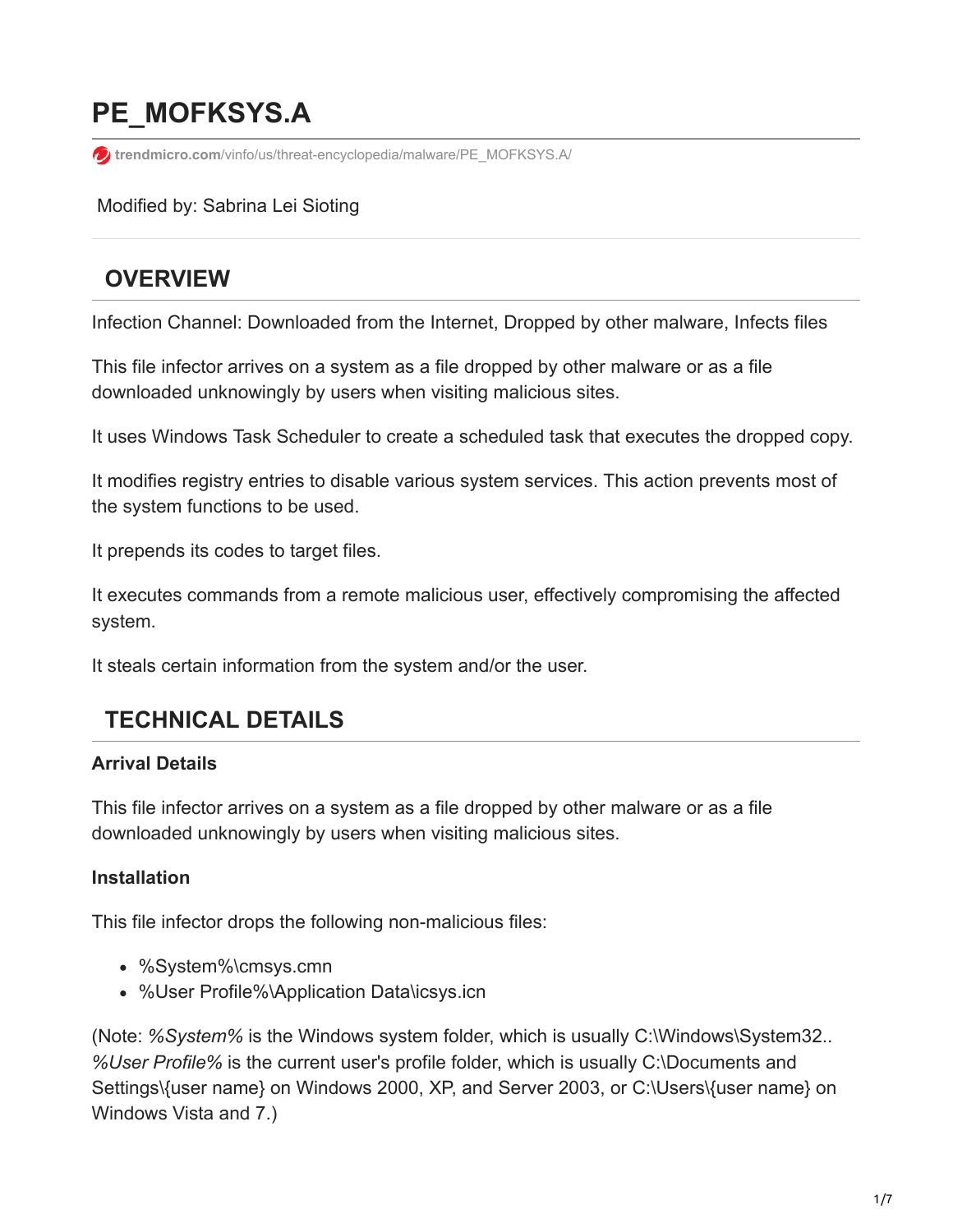# PE_MOFKSYS.A

trendmicro.com/vinfo/us/threat-encyclopedia/malware/PE_MOFKSYS.A/

Modified by: Sabrina Lei Sioting

## OVERVIEW

Infection Channel: Downloaded from the Internet, Dropped by other malware, Infects files

This file infector arrives on a system as a file dropped by other malware or as a file downloaded unknowingly by users when visiting malicious sites.

It uses Windows Task Scheduler to create a scheduled task that executes the dropped copy.

It modifies registry entries to disable various system services. This action prevents most of the system functions to be used.

It prepends its codes to target files.

It executes commands from a remote malicious user, effectively compromising the affected system.

It steals certain information from the system and/or the user.

## TECHNICAL DETAILS

**Arrival Details**

This file infector arrives on a system as a file dropped by other malware or as a file downloaded unknowingly by users when visiting malicious sites.

**Installation**

This file infector drops the following non-malicious files:

- %System%\cmsys.cmn
- %User Profile%\Application Data\icsys.icn

(Note: *%System%* is the Windows system folder, which is usually C:\Windows\System32.. *%User Profile%* is the current user's profile folder, which is usually C:\Documents and Settings\{user name} on Windows 2000, XP, and Server 2003, or C:\Users\{user name} on Windows Vista and 7.)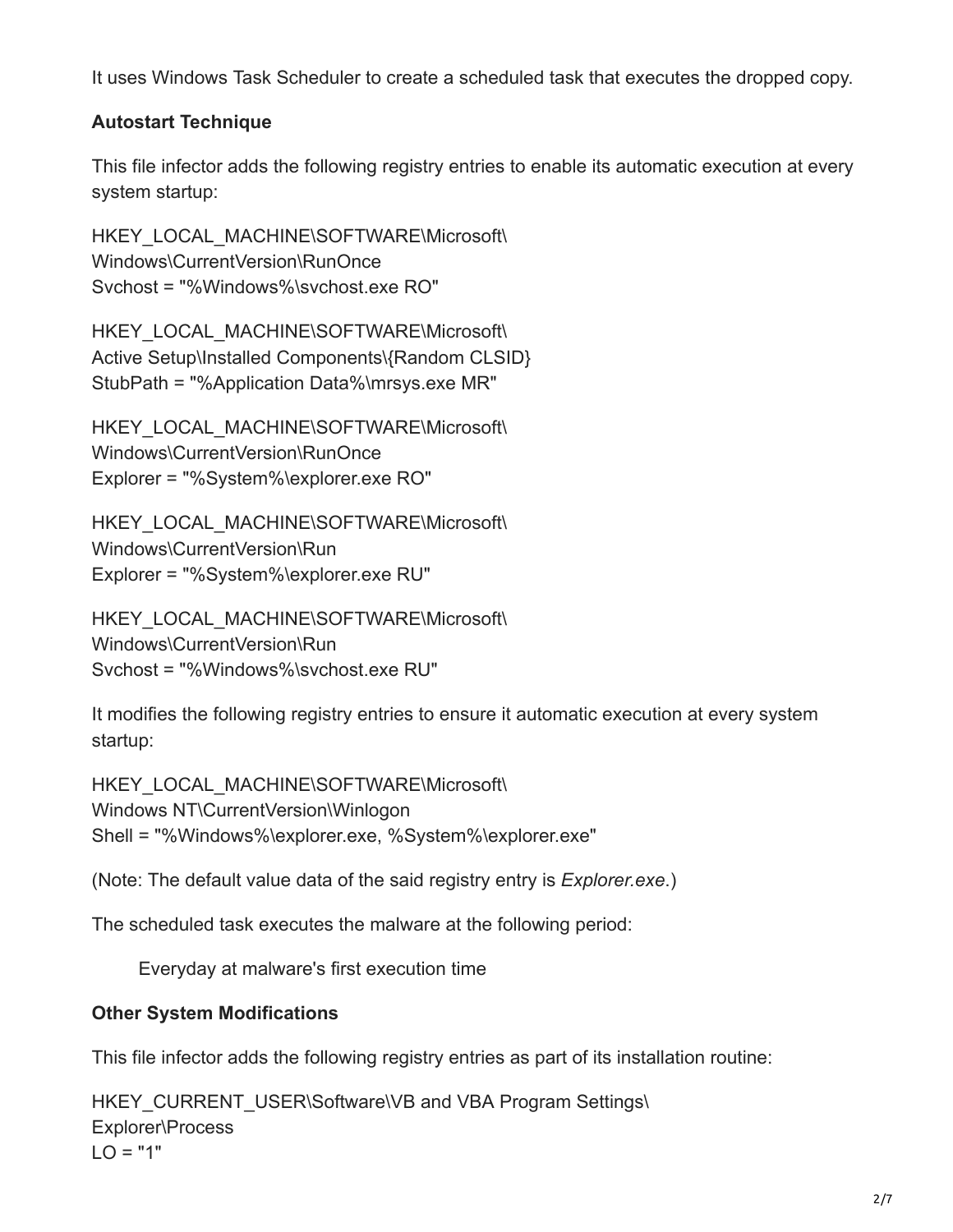It uses Windows Task Scheduler to create a scheduled task that executes the dropped copy.

**Autostart Technique**

This file infector adds the following registry entries to enable its automatic execution at every system startup:

HKEY_LOCAL_MACHINE\SOFTWARE\Microsoft\
Windows\CurrentVersion\RunOnce
Svchost = "%Windows%\svchost.exe RO"

HKEY_LOCAL_MACHINE\SOFTWARE\Microsoft\
Active Setup\Installed Components\{Random CLSID}
StubPath = "%Application Data%\mrsys.exe MR"

HKEY_LOCAL_MACHINE\SOFTWARE\Microsoft\
Windows\CurrentVersion\RunOnce
Explorer = "%System%\explorer.exe RO"

HKEY_LOCAL_MACHINE\SOFTWARE\Microsoft\
Windows\CurrentVersion\Run
Explorer = "%System%\explorer.exe RU"

HKEY_LOCAL_MACHINE\SOFTWARE\Microsoft\
Windows\CurrentVersion\Run
Svchost = "%Windows%\svchost.exe RU"

It modifies the following registry entries to ensure it automatic execution at every system startup:

HKEY_LOCAL_MACHINE\SOFTWARE\Microsoft\
Windows NT\CurrentVersion\Winlogon
Shell = "%Windows%\explorer.exe, %System%\explorer.exe"

(Note: The default value data of the said registry entry is *Explorer.exe*.)

The scheduled task executes the malware at the following period:

> Everyday at malware's first execution time

**Other System Modifications**

This file infector adds the following registry entries as part of its installation routine:

HKEY_CURRENT_USER\Software\VB and VBA Program Settings\
Explorer\Process
LO = "1"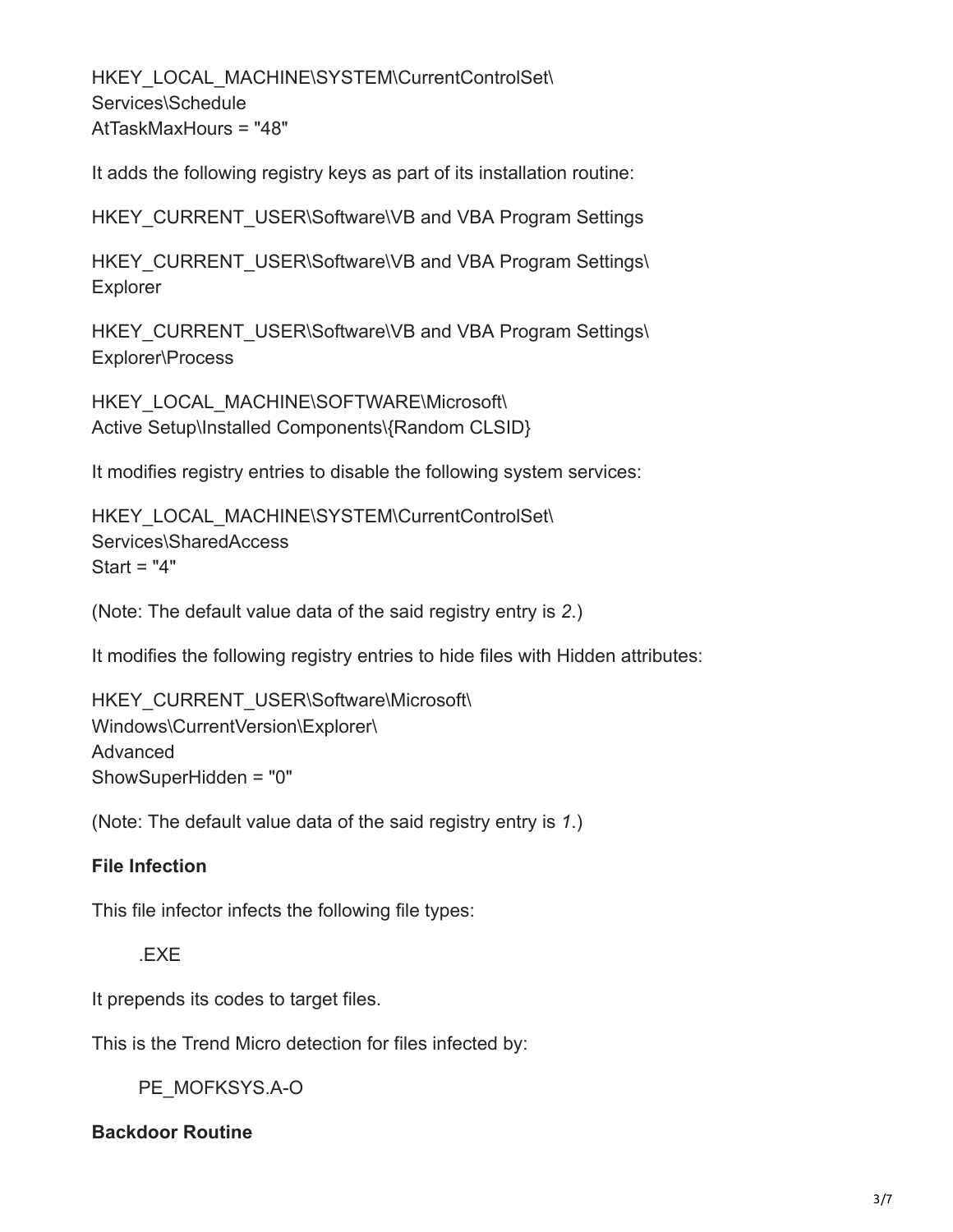HKEY_LOCAL_MACHINE\SYSTEM\CurrentControlSet\
Services\Schedule
AtTaskMaxHours = "48"

It adds the following registry keys as part of its installation routine:

HKEY_CURRENT_USER\Software\VB and VBA Program Settings

HKEY_CURRENT_USER\Software\VB and VBA Program Settings\
Explorer

HKEY_CURRENT_USER\Software\VB and VBA Program Settings\
Explorer\Process

HKEY_LOCAL_MACHINE\SOFTWARE\Microsoft\
Active Setup\Installed Components\{Random CLSID}

It modifies registry entries to disable the following system services:

HKEY_LOCAL_MACHINE\SYSTEM\CurrentControlSet\
Services\SharedAccess
Start = "4"

(Note: The default value data of the said registry entry is *2*.)

It modifies the following registry entries to hide files with Hidden attributes:

HKEY_CURRENT_USER\Software\Microsoft\
Windows\CurrentVersion\Explorer\
Advanced
ShowSuperHidden = "0"

(Note: The default value data of the said registry entry is *1*.)

**File Infection**

This file infector infects the following file types:

- .EXE

It prepends its codes to target files.

This is the Trend Micro detection for files infected by:

- PE_MOFKSYS.A-O

**Backdoor Routine**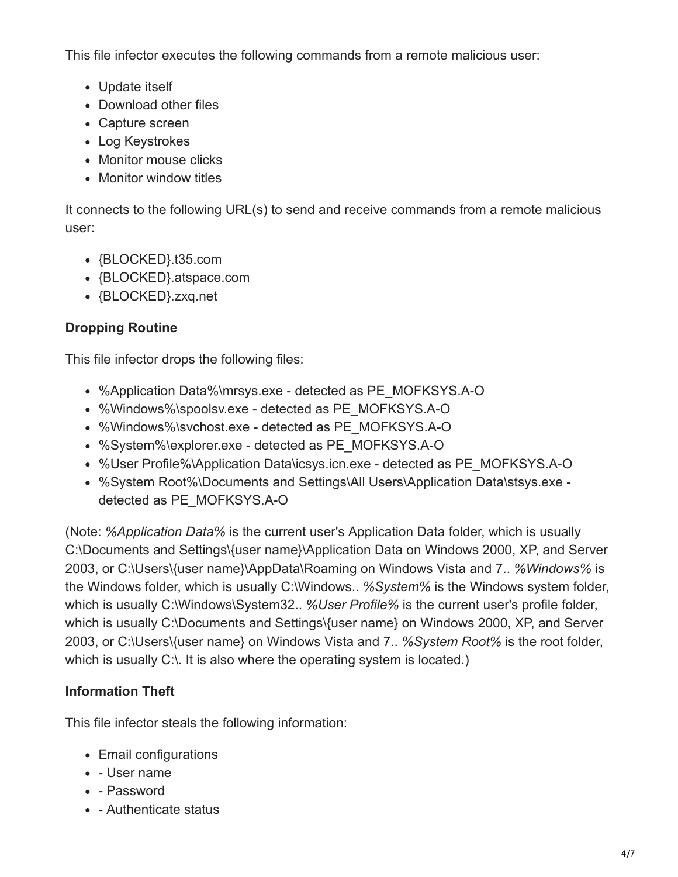This file infector executes the following commands from a remote malicious user:

- Update itself
- Download other files
- Capture screen
- Log Keystrokes
- Monitor mouse clicks
- Monitor window titles

It connects to the following URL(s) to send and receive commands from a remote malicious user:

- {BLOCKED}.t35.com
- {BLOCKED}.atspace.com
- {BLOCKED}.zxq.net

**Dropping Routine**

This file infector drops the following files:

- %Application Data%\mrsys.exe - detected as PE_MOFKSYS.A-O
- %Windows%\spoolsv.exe - detected as PE_MOFKSYS.A-O
- %Windows%\svchost.exe - detected as PE_MOFKSYS.A-O
- %System%\explorer.exe - detected as PE_MOFKSYS.A-O
- %User Profile%\Application Data\icsys.icn.exe - detected as PE_MOFKSYS.A-O
- %System Root%\Documents and Settings\All Users\Application Data\stsys.exe - detected as PE_MOFKSYS.A-O

(Note: *%Application Data%* is the current user's Application Data folder, which is usually C:\Documents and Settings\{user name}\Application Data on Windows 2000, XP, and Server 2003, or C:\Users\{user name}\AppData\Roaming on Windows Vista and 7.. *%Windows%* is the Windows folder, which is usually C:\Windows.. *%System%* is the Windows system folder, which is usually C:\Windows\System32.. *%User Profile%* is the current user's profile folder, which is usually C:\Documents and Settings\{user name} on Windows 2000, XP, and Server 2003, or C:\Users\{user name} on Windows Vista and 7.. *%System Root%* is the root folder, which is usually C:\. It is also where the operating system is located.)

**Information Theft**

This file infector steals the following information:

- Email configurations
- - User name
- - Password
- - Authenticate status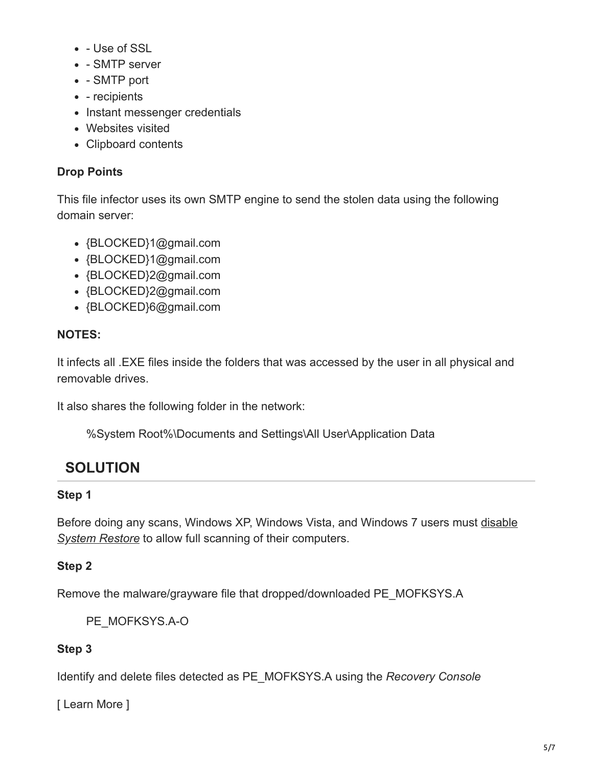- - Use of SSL
- - SMTP server
- - SMTP port
- - recipients
- Instant messenger credentials
- Websites visited
- Clipboard contents

**Drop Points**

This file infector uses its own SMTP engine to send the stolen data using the following domain server:

- {BLOCKED}1@gmail.com
- {BLOCKED}1@gmail.com
- {BLOCKED}2@gmail.com
- {BLOCKED}2@gmail.com
- {BLOCKED}6@gmail.com

**NOTES:**

It infects all .EXE files inside the folders that was accessed by the user in all physical and removable drives.

It also shares the following folder in the network:

> %System Root%\Documents and Settings\All User\Application Data

## SOLUTION

**Step 1**

Before doing any scans, Windows XP, Windows Vista, and Windows 7 users must disable *System Restore* to allow full scanning of their computers.

**Step 2**

Remove the malware/grayware file that dropped/downloaded PE_MOFKSYS.A

> PE_MOFKSYS.A-O

**Step 3**

Identify and delete files detected as PE_MOFKSYS.A using the *Recovery Console*

[ Learn More ]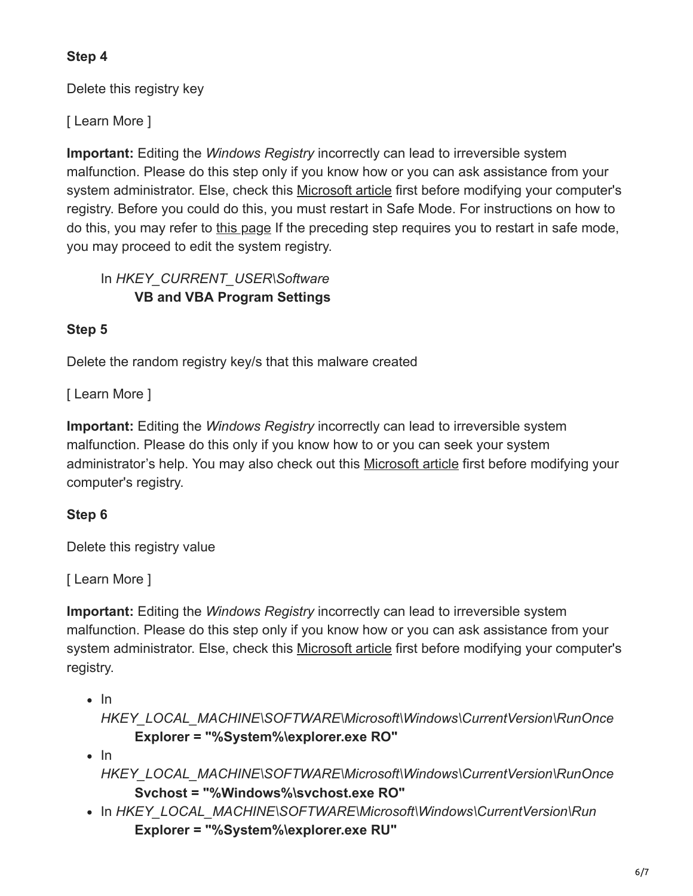**Step 4**

Delete this registry key

[ Learn More ]

**Important:** Editing the *Windows Registry* incorrectly can lead to irreversible system malfunction. Please do this step only if you know how or you can ask assistance from your system administrator. Else, check this Microsoft article first before modifying your computer's registry. Before you could do this, you must restart in Safe Mode. For instructions on how to do this, you may refer to this page If the preceding step requires you to restart in safe mode, you may proceed to edit the system registry.

In *HKEY_CURRENT_USER\Software*
**VB and VBA Program Settings**

**Step 5**

Delete the random registry key/s that this malware created

[ Learn More ]

**Important:** Editing the *Windows Registry* incorrectly can lead to irreversible system malfunction. Please do this only if you know how to or you can seek your system administrator's help. You may also check out this Microsoft article first before modifying your computer's registry.

**Step 6**

Delete this registry value

[ Learn More ]

**Important:** Editing the *Windows Registry* incorrectly can lead to irreversible system malfunction. Please do this step only if you know how or you can ask assistance from your system administrator. Else, check this Microsoft article first before modifying your computer's registry.

- In *HKEY_LOCAL_MACHINE\SOFTWARE\Microsoft\Windows\CurrentVersion\RunOnce*
  **Explorer = "%System%\explorer.exe RO"**
- In *HKEY_LOCAL_MACHINE\SOFTWARE\Microsoft\Windows\CurrentVersion\RunOnce*
  **Svchost = "%Windows%\svchost.exe RO"**
- In *HKEY_LOCAL_MACHINE\SOFTWARE\Microsoft\Windows\CurrentVersion\Run*
  **Explorer = "%System%\explorer.exe RU"**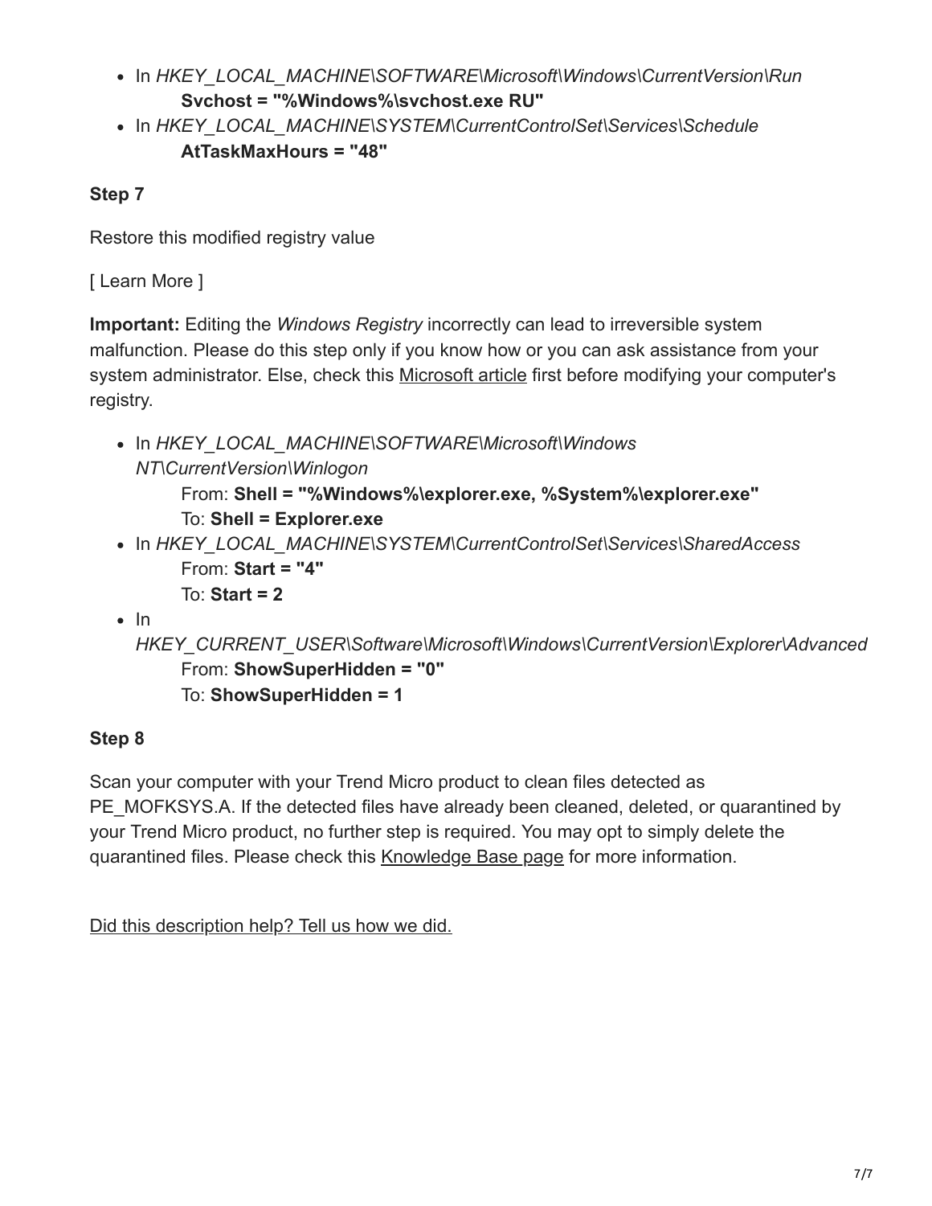- In *HKEY_LOCAL_MACHINE\SOFTWARE\Microsoft\Windows\CurrentVersion\Run*
  **Svchost = "%Windows%\svchost.exe RU"**
- In *HKEY_LOCAL_MACHINE\SYSTEM\CurrentControlSet\Services\Schedule*
  **AtTaskMaxHours = "48"**

**Step 7**

Restore this modified registry value

[ Learn More ]

**Important:** Editing the *Windows Registry* incorrectly can lead to irreversible system malfunction. Please do this step only if you know how or you can ask assistance from your system administrator. Else, check this Microsoft article first before modifying your computer's registry.

- In *HKEY_LOCAL_MACHINE\SOFTWARE\Microsoft\Windows NT\CurrentVersion\Winlogon*
  From: **Shell = "%Windows%\explorer.exe, %System%\explorer.exe"**
  To: **Shell = Explorer.exe**
- In *HKEY_LOCAL_MACHINE\SYSTEM\CurrentControlSet\Services\SharedAccess*
  From: **Start = "4"**
  To: **Start = 2**
- In *HKEY_CURRENT_USER\Software\Microsoft\Windows\CurrentVersion\Explorer\Advanced*
  From: **ShowSuperHidden = "0"**
  To: **ShowSuperHidden = 1**

**Step 8**

Scan your computer with your Trend Micro product to clean files detected as PE_MOFKSYS.A. If the detected files have already been cleaned, deleted, or quarantined by your Trend Micro product, no further step is required. You may opt to simply delete the quarantined files. Please check this Knowledge Base page for more information.

Did this description help? Tell us how we did.